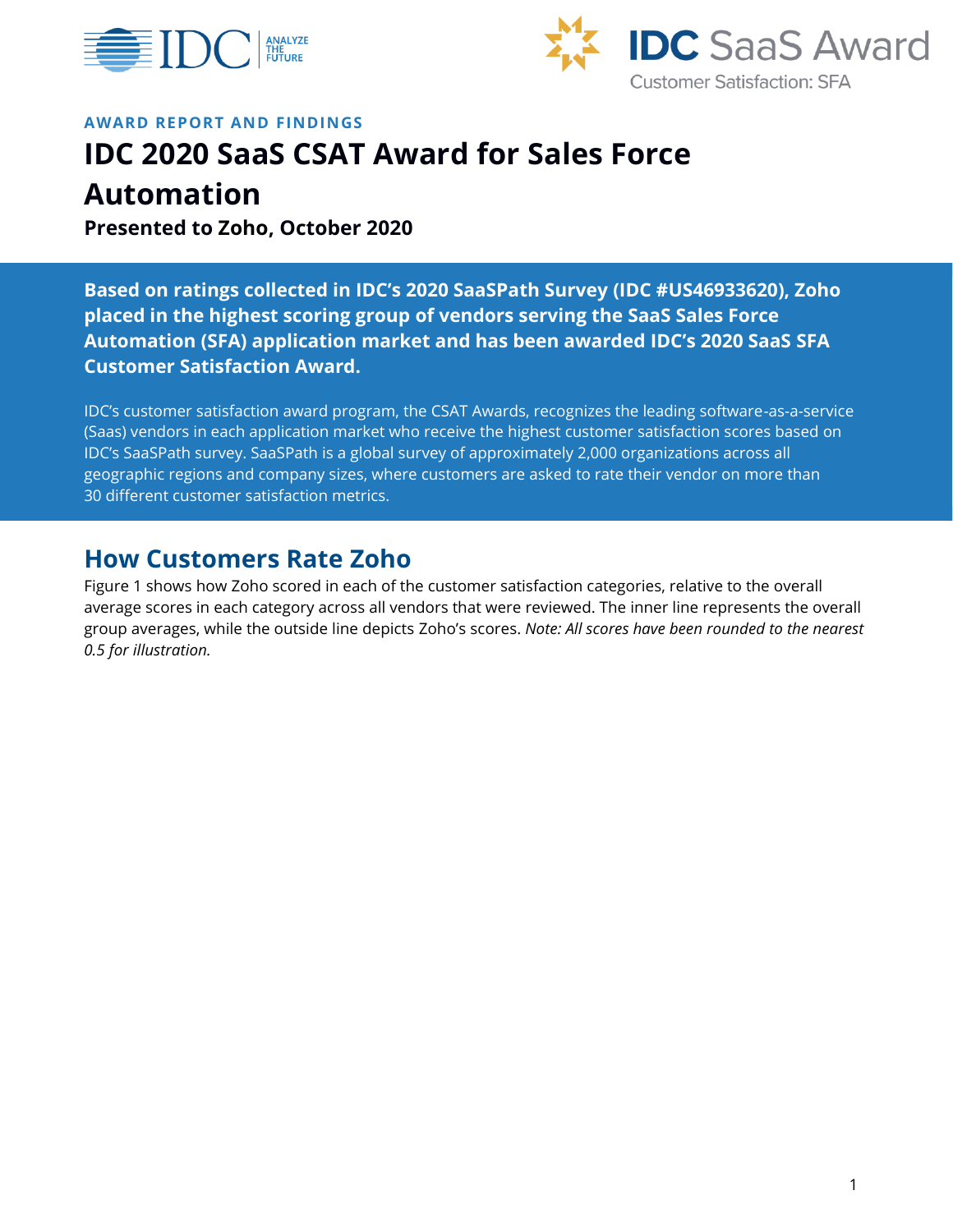AWARD REPORT AND FINDINGS

# IDC 2020 SaaS CSAT Award for Sales Force Automation

**Presented to Zoho, October 2020**

**Based on ratings collected in IDC's 2020 SaaSPath Survey (IDC #US46933620), Zoho placed in the highest scoring group of vendors serving the SaaS Sales Force Automation (SFA) application market and has been awarded IDC's 2020 SaaS SFA Customer Satisfaction Award.**

IDC's customer satisfaction award program, the CSAT Awards, recognizes the leading software-as-a-service (Saas) vendors in each application market who receive the highest customer satisfaction scores based on IDC's SaaSPath survey. SaaSPath is a global survey of approximately 2,000 organizations across all geographic regions and company sizes, where customers are asked to rate their vendor on more than 30 different customer satisfaction metrics.

## How Customers Rate Zoho

Figure 1 shows how Zoho scored in each of the customer satisfaction categories, relative to the overall average scores in each category across all vendors that were reviewed. The inner line represents the overall group averages, while the outside line depicts Zoho's scores. *Note: All scores have been rounded to the nearest 0.5 for illustration.*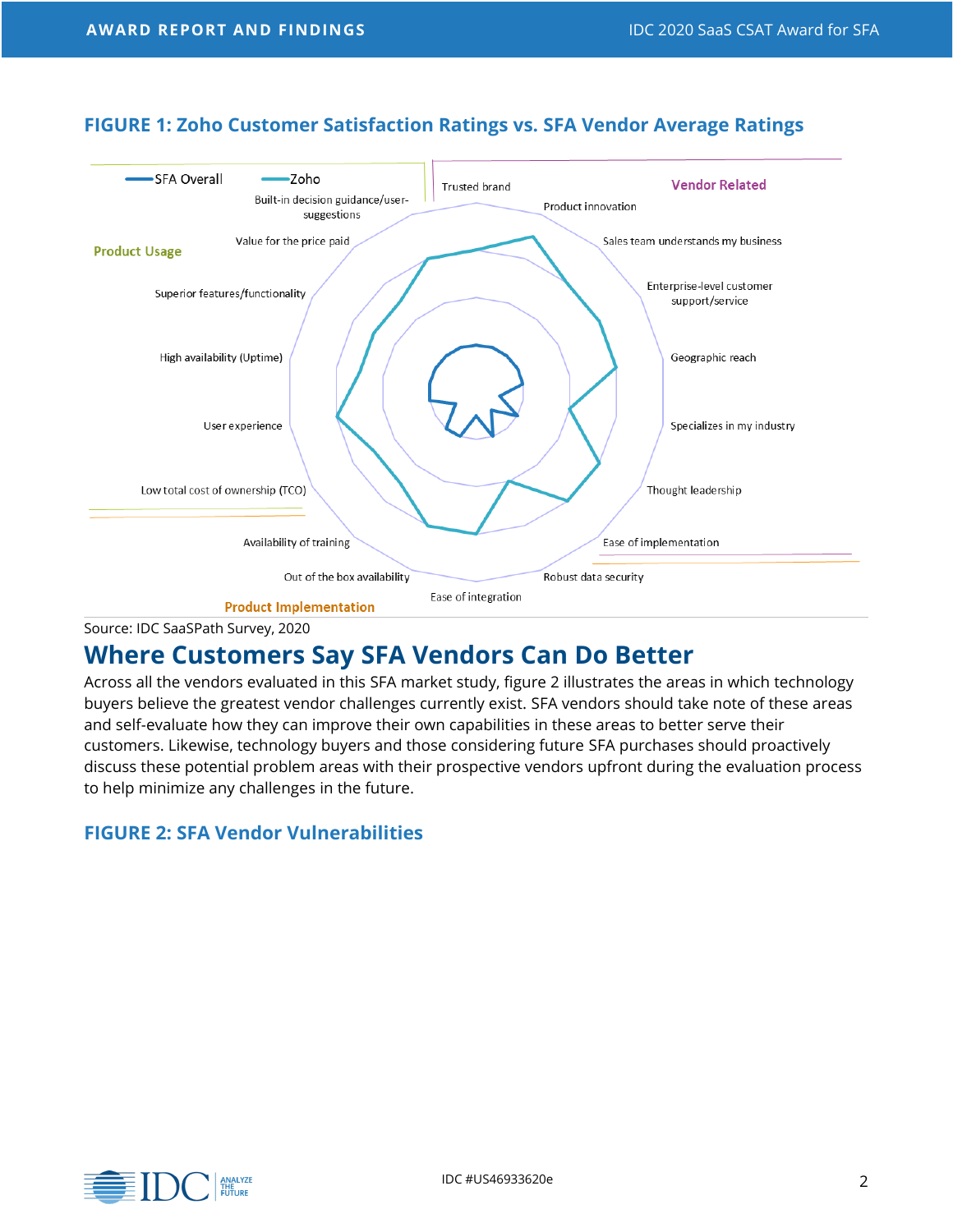### FIGURE 1: Zoho Customer Satisfaction Ratings vs. SFA Vendor Average Ratings

SFA Overall — Zoho

**Vendor Related**: Trusted brand; Product innovation; Sales team understands my business; Enterprise-level customer support/service; Geographic reach; Specializes in my industry; Thought leadership

**Product Implementation**: Ease of implementation; Robust data security; Ease of integration; Out of the box availability; Availability of training; Low total cost of ownership (TCO)

**Product Usage**: User experience; High availability (Uptime); Superior features/functionality; Value for the price paid; Built-in decision guidance/user-suggestions

Source: IDC SaaSPath Survey, 2020

## Where Customers Say SFA Vendors Can Do Better

Across all the vendors evaluated in this SFA market study, figure 2 illustrates the areas in which technology buyers believe the greatest vendor challenges currently exist. SFA vendors should take note of these areas and self-evaluate how they can improve their own capabilities in these areas to better serve their customers. Likewise, technology buyers and those considering future SFA purchases should proactively discuss these potential problem areas with their prospective vendors upfront during the evaluation process to help minimize any challenges in the future.

### FIGURE 2: SFA Vendor Vulnerabilities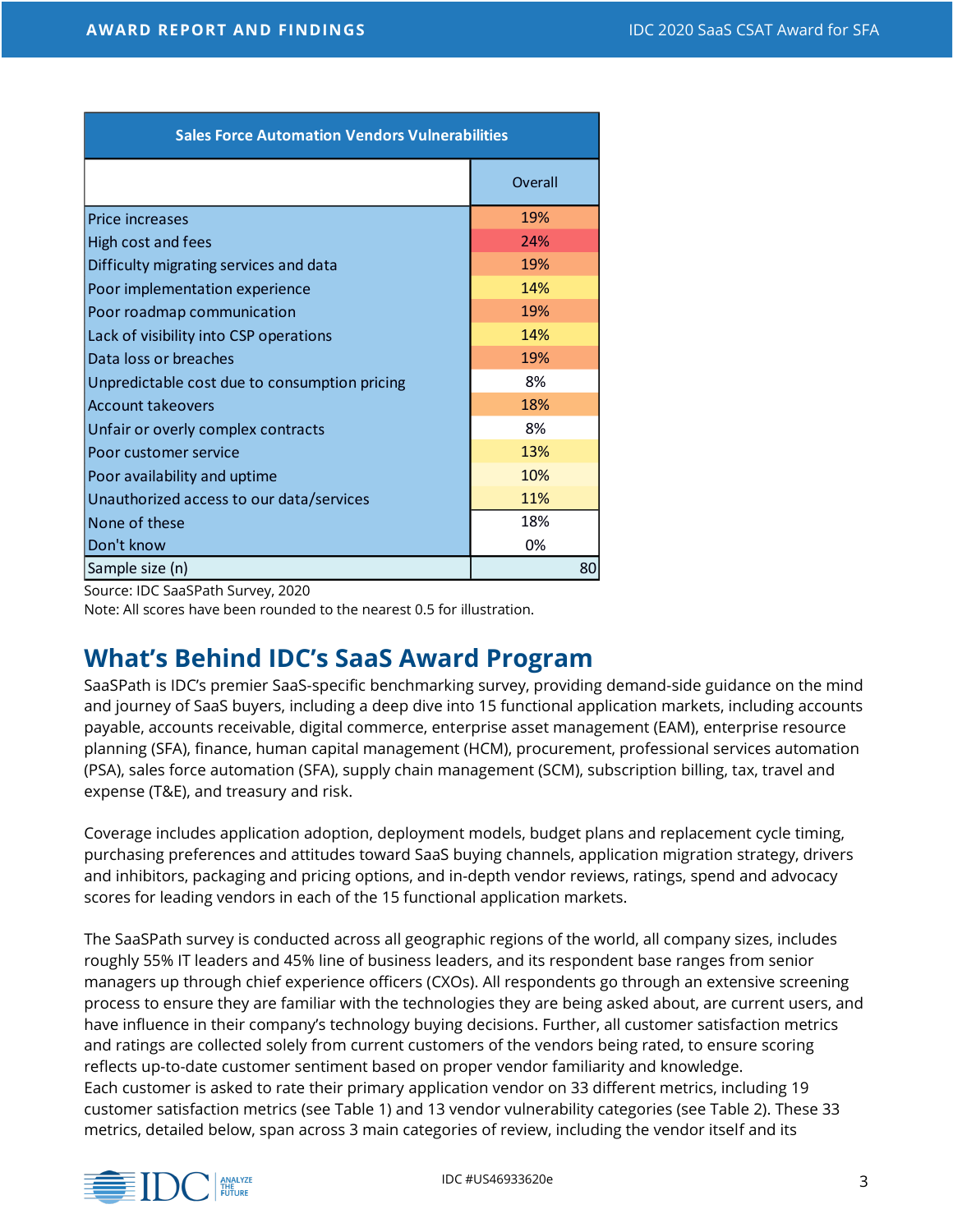| Sales Force Automation Vendors Vulnerabilities | |
|---|---|
| | Overall |
| Price increases | 19% |
| High cost and fees | 24% |
| Difficulty migrating services and data | 19% |
| Poor implementation experience | 14% |
| Poor roadmap communication | 19% |
| Lack of visibility into CSP operations | 14% |
| Data loss or breaches | 19% |
| Unpredictable cost due to consumption pricing | 8% |
| Account takeovers | 18% |
| Unfair or overly complex contracts | 8% |
| Poor customer service | 13% |
| Poor availability and uptime | 10% |
| Unauthorized access to our data/services | 11% |
| None of these | 18% |
| Don't know | 0% |
| Sample size (n) | 80 |

Source: IDC SaaSPath Survey, 2020

Note: All scores have been rounded to the nearest 0.5 for illustration.

## What's Behind IDC's SaaS Award Program

SaaSPath is IDC's premier SaaS-specific benchmarking survey, providing demand-side guidance on the mind and journey of SaaS buyers, including a deep dive into 15 functional application markets, including accounts payable, accounts receivable, digital commerce, enterprise asset management (EAM), enterprise resource planning (SFA), finance, human capital management (HCM), procurement, professional services automation (PSA), sales force automation (SFA), supply chain management (SCM), subscription billing, tax, travel and expense (T&E), and treasury and risk.

Coverage includes application adoption, deployment models, budget plans and replacement cycle timing, purchasing preferences and attitudes toward SaaS buying channels, application migration strategy, drivers and inhibitors, packaging and pricing options, and in-depth vendor reviews, ratings, spend and advocacy scores for leading vendors in each of the 15 functional application markets.

The SaaSPath survey is conducted across all geographic regions of the world, all company sizes, includes roughly 55% IT leaders and 45% line of business leaders, and its respondent base ranges from senior managers up through chief experience officers (CXOs). All respondents go through an extensive screening process to ensure they are familiar with the technologies they are being asked about, are current users, and have influence in their company's technology buying decisions. Further, all customer satisfaction metrics and ratings are collected solely from current customers of the vendors being rated, to ensure scoring reflects up-to-date customer sentiment based on proper vendor familiarity and knowledge.
Each customer is asked to rate their primary application vendor on 33 different metrics, including 19 customer satisfaction metrics (see Table 1) and 13 vendor vulnerability categories (see Table 2). These 33 metrics, detailed below, span across 3 main categories of review, including the vendor itself and its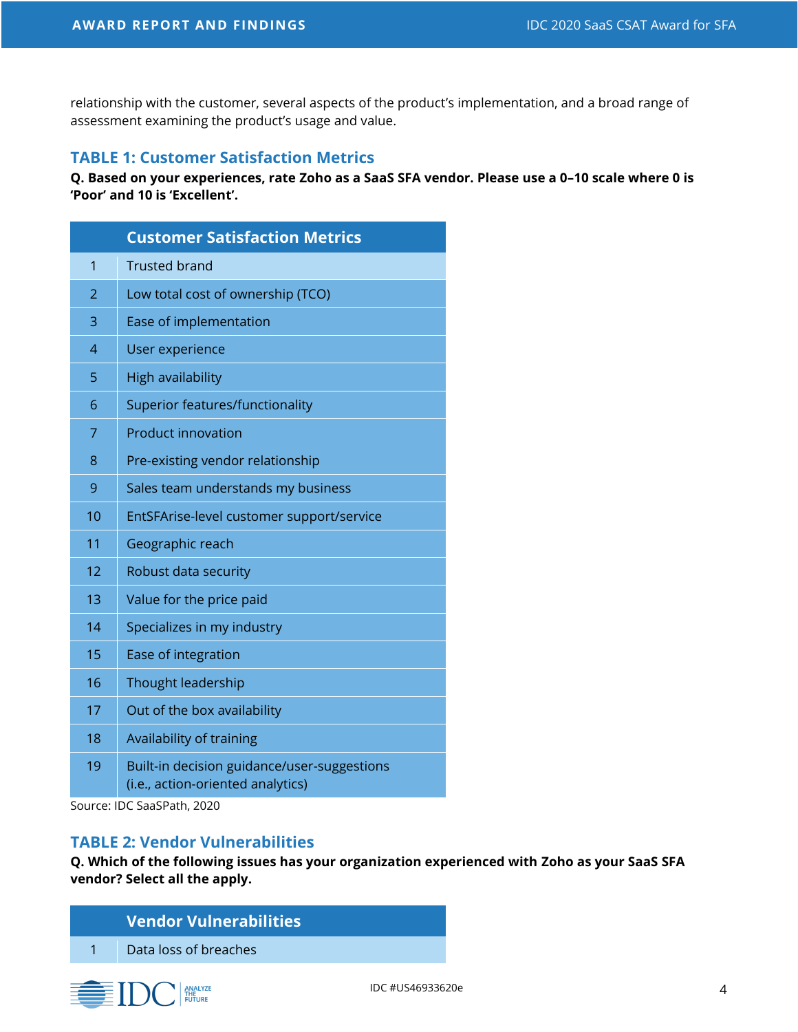relationship with the customer, several aspects of the product's implementation, and a broad range of assessment examining the product's usage and value.

## TABLE 1: Customer Satisfaction Metrics

**Q. Based on your experiences, rate Zoho as a SaaS SFA vendor. Please use a 0–10 scale where 0 is 'Poor' and 10 is 'Excellent'.**

| | Customer Satisfaction Metrics |
|---|---|
| 1 | Trusted brand |
| 2 | Low total cost of ownership (TCO) |
| 3 | Ease of implementation |
| 4 | User experience |
| 5 | High availability |
| 6 | Superior features/functionality |
| 7 | Product innovation |
| 8 | Pre-existing vendor relationship |
| 9 | Sales team understands my business |
| 10 | EntSFArise-level customer support/service |
| 11 | Geographic reach |
| 12 | Robust data security |
| 13 | Value for the price paid |
| 14 | Specializes in my industry |
| 15 | Ease of integration |
| 16 | Thought leadership |
| 17 | Out of the box availability |
| 18 | Availability of training |
| 19 | Built-in decision guidance/user-suggestions (i.e., action-oriented analytics) |

Source: IDC SaaSPath, 2020

## TABLE 2: Vendor Vulnerabilities

**Q. Which of the following issues has your organization experienced with Zoho as your SaaS SFA vendor? Select all the apply.**

| | Vendor Vulnerabilities |
|---|---|
| 1 | Data loss of breaches |

IDC #US46933620e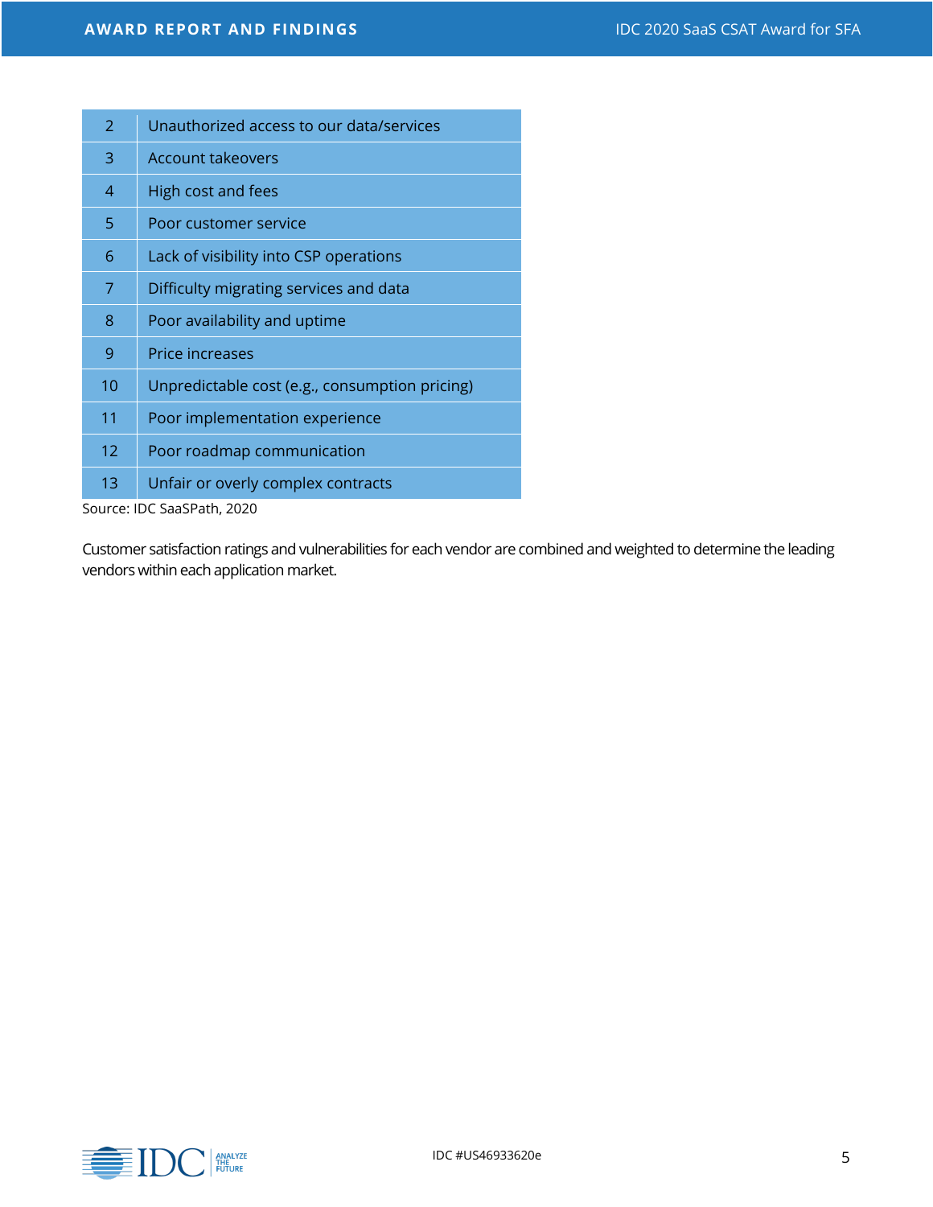| | |
|---|---|
| 2 | Unauthorized access to our data/services |
| 3 | Account takeovers |
| 4 | High cost and fees |
| 5 | Poor customer service |
| 6 | Lack of visibility into CSP operations |
| 7 | Difficulty migrating services and data |
| 8 | Poor availability and uptime |
| 9 | Price increases |
| 10 | Unpredictable cost (e.g., consumption pricing) |
| 11 | Poor implementation experience |
| 12 | Poor roadmap communication |
| 13 | Unfair or overly complex contracts |

Source: IDC SaaSPath, 2020

Customer satisfaction ratings and vulnerabilities for each vendor are combined and weighted to determine the leading vendors within each application market.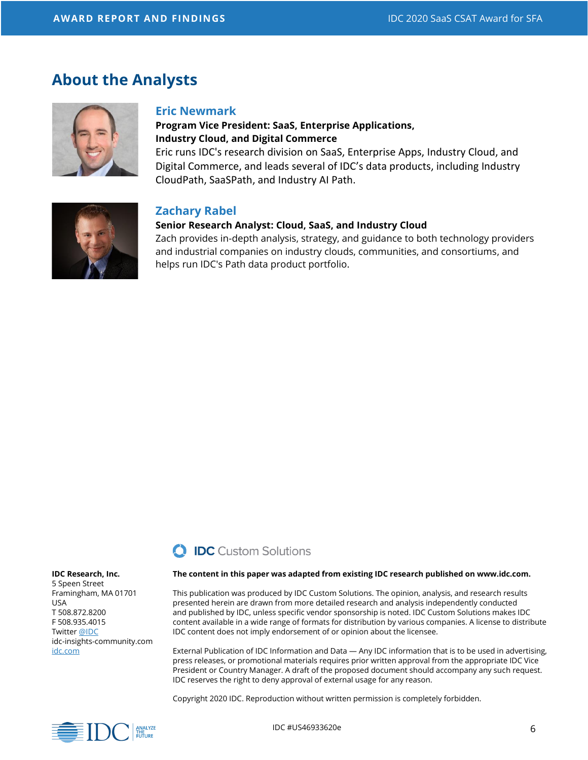## About the Analysts

### Eric Newmark

**Program Vice President: SaaS, Enterprise Applications, Industry Cloud, and Digital Commerce**

Eric runs IDC's research division on SaaS, Enterprise Apps, Industry Cloud, and Digital Commerce, and leads several of IDC's data products, including Industry CloudPath, SaaSPath, and Industry AI Path.

### Zachary Rabel

**Senior Research Analyst: Cloud, SaaS, and Industry Cloud**

Zach provides in-depth analysis, strategy, and guidance to both technology providers and industrial companies on industry clouds, communities, and consortiums, and helps run IDC's Path data product portfolio.

**IDC** Custom Solutions

**IDC Research, Inc.**
5 Speen Street
Framingham, MA 01701
USA
T 508.872.8200
F 508.935.4015
Twitter @IDC
idc-insights-community.com
idc.com

**The content in this paper was adapted from existing IDC research published on www.idc.com.**

This publication was produced by IDC Custom Solutions. The opinion, analysis, and research results presented herein are drawn from more detailed research and analysis independently conducted and published by IDC, unless specific vendor sponsorship is noted. IDC Custom Solutions makes IDC content available in a wide range of formats for distribution by various companies. A license to distribute IDC content does not imply endorsement of or opinion about the licensee.

External Publication of IDC Information and Data — Any IDC information that is to be used in advertising, press releases, or promotional materials requires prior written approval from the appropriate IDC Vice President or Country Manager. A draft of the proposed document should accompany any such request. IDC reserves the right to deny approval of external usage for any reason.

Copyright 2020 IDC. Reproduction without written permission is completely forbidden.

IDC #US46933620e